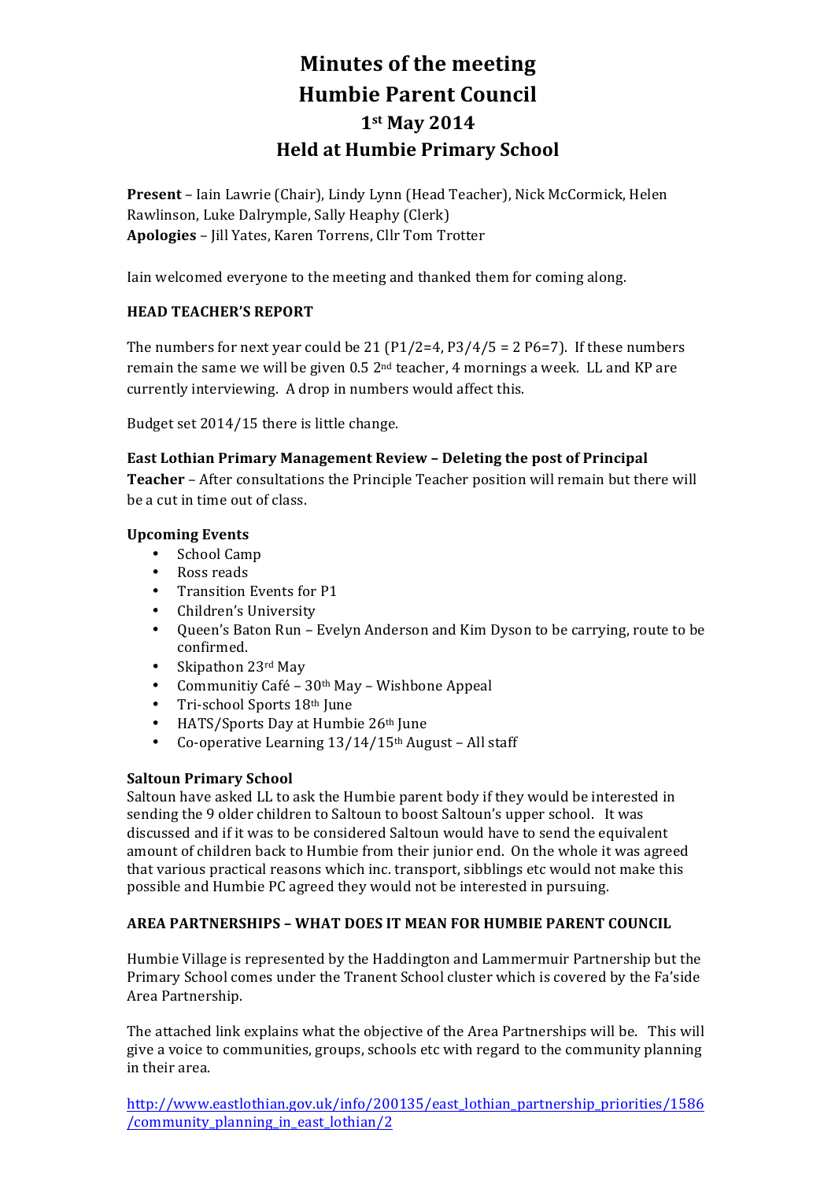# Minutes of the meeting
# Humbie Parent Council
# 1st May 2014
# Held at Humbie Primary School

**Present** – Iain Lawrie (Chair), Lindy Lynn (Head Teacher), Nick McCormick, Helen Rawlinson, Luke Dalrymple, Sally Heaphy (Clerk)
**Apologies** – Jill Yates, Karen Torrens, Cllr Tom Trotter

Iain welcomed everyone to the meeting and thanked them for coming along.

## HEAD TEACHER'S REPORT

The numbers for next year could be 21 (P1/2=4, P3/4/5 = 2 P6=7). If these numbers remain the same we will be given 0.5 2nd teacher, 4 mornings a week. LL and KP are currently interviewing. A drop in numbers would affect this.

Budget set 2014/15 there is little change.

**East Lothian Primary Management Review – Deleting the post of Principal Teacher** – After consultations the Principle Teacher position will remain but there will be a cut in time out of class.

**Upcoming Events**

- School Camp
- Ross reads
- Transition Events for P1
- Children's University
- Queen's Baton Run – Evelyn Anderson and Kim Dyson to be carrying, route to be confirmed.
- Skipathon 23rd May
- Communitiy Café – 30th May – Wishbone Appeal
- Tri-school Sports 18th June
- HATS/Sports Day at Humbie 26th June
- Co-operative Learning 13/14/15th August – All staff

**Saltoun Primary School**
Saltoun have asked LL to ask the Humbie parent body if they would be interested in sending the 9 older children to Saltoun to boost Saltoun's upper school. It was discussed and if it was to be considered Saltoun would have to send the equivalent amount of children back to Humbie from their junior end. On the whole it was agreed that various practical reasons which inc. transport, sibblings etc would not make this possible and Humbie PC agreed they would not be interested in pursuing.

## AREA PARTNERSHIPS – WHAT DOES IT MEAN FOR HUMBIE PARENT COUNCIL

Humbie Village is represented by the Haddington and Lammermuir Partnership but the Primary School comes under the Tranent School cluster which is covered by the Fa'side Area Partnership.

The attached link explains what the objective of the Area Partnerships will be. This will give a voice to communities, groups, schools etc with regard to the community planning in their area.

http://www.eastlothian.gov.uk/info/200135/east_lothian_partnership_priorities/1586/community_planning_in_east_lothian/2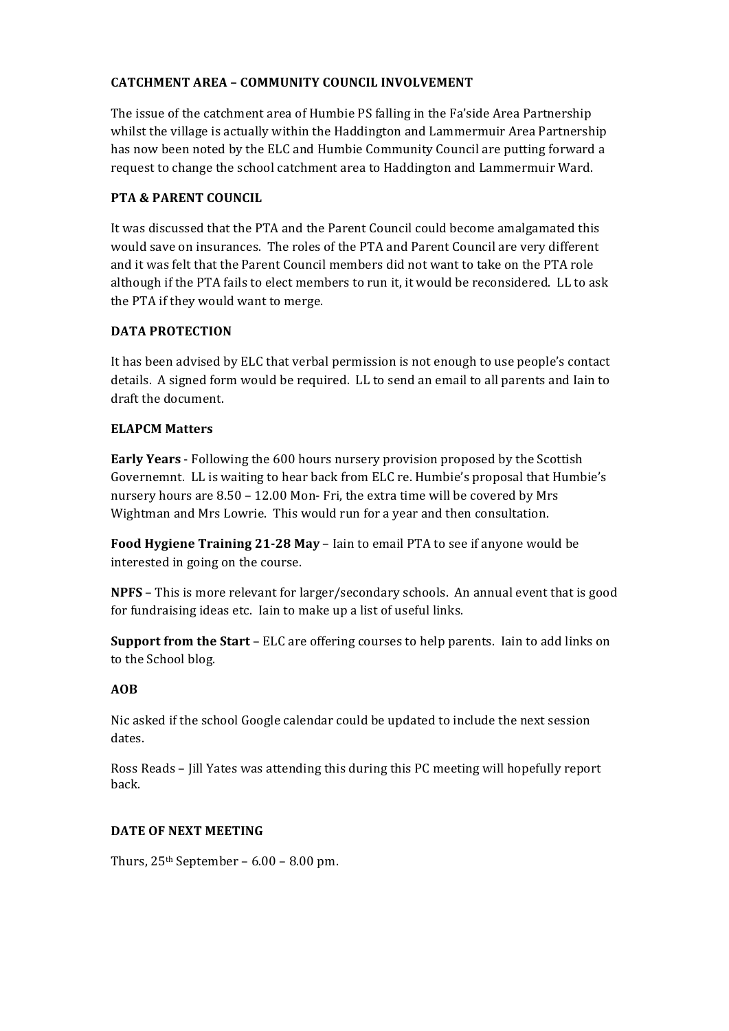### CATCHMENT AREA – COMMUNITY COUNCIL INVOLVEMENT

The issue of the catchment area of Humbie PS falling in the Fa'side Area Partnership whilst the village is actually within the Haddington and Lammermuir Area Partnership has now been noted by the ELC and Humbie Community Council are putting forward a request to change the school catchment area to Haddington and Lammermuir Ward.

### PTA & PARENT COUNCIL

It was discussed that the PTA and the Parent Council could become amalgamated this would save on insurances. The roles of the PTA and Parent Council are very different and it was felt that the Parent Council members did not want to take on the PTA role although if the PTA fails to elect members to run it, it would be reconsidered. LL to ask the PTA if they would want to merge.

### DATA PROTECTION

It has been advised by ELC that verbal permission is not enough to use people's contact details. A signed form would be required. LL to send an email to all parents and Iain to draft the document.

### ELAPCM Matters

**Early Years** - Following the 600 hours nursery provision proposed by the Scottish Governemnt. LL is waiting to hear back from ELC re. Humbie's proposal that Humbie's nursery hours are 8.50 – 12.00 Mon- Fri, the extra time will be covered by Mrs Wightman and Mrs Lowrie. This would run for a year and then consultation.

**Food Hygiene Training 21-28 May** – Iain to email PTA to see if anyone would be interested in going on the course.

**NPFS** – This is more relevant for larger/secondary schools. An annual event that is good for fundraising ideas etc. Iain to make up a list of useful links.

**Support from the Start** – ELC are offering courses to help parents. Iain to add links on to the School blog.

### AOB

Nic asked if the school Google calendar could be updated to include the next session dates.

Ross Reads – Jill Yates was attending this during this PC meeting will hopefully report back.

### DATE OF NEXT MEETING

Thurs, 25th September – 6.00 – 8.00 pm.